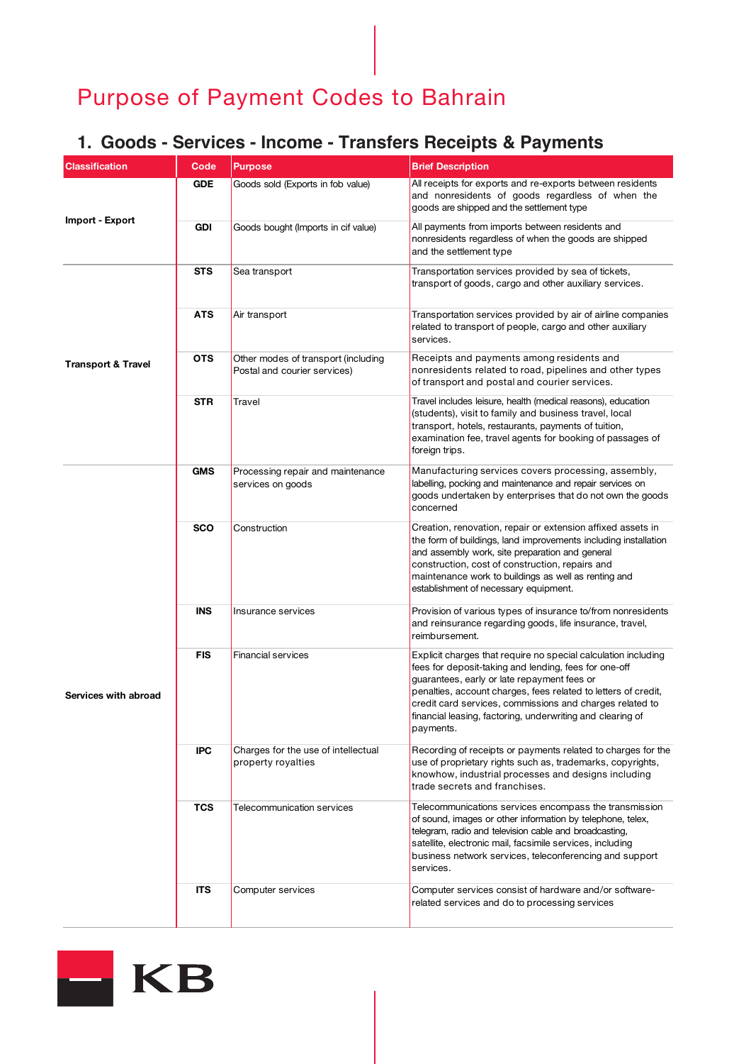# Purpose of Payment Codes to Bahrain

## 1. Goods - Services - Income - Transfers Receipts & Payments

| Classification | Code | Purpose | Brief Description |
|---|---|---|---|
| Import - Export | GDE | Goods sold (Exports in fob value) | All receipts for exports and re-exports between residents and nonresidents of goods regardless of when the goods are shipped and the settlement type |
| | GDI | Goods bought (Imports in cif value) | All payments from imports between residents and nonresidents regardless of when the goods are shipped and the settlement type |
| Transport & Travel | STS | Sea transport | Transportation services provided by sea of tickets, transport of goods, cargo and other auxiliary services. |
| | ATS | Air transport | Transportation services provided by air of airline companies related to transport of people, cargo and other auxiliary services. |
| | OTS | Other modes of transport (including Postal and courier services) | Receipts and payments among residents and nonresidents related to road, pipelines and other types of transport and postal and courier services. |
| | STR | Travel | Travel includes leisure, health (medical reasons), education (students), visit to family and business travel, local transport, hotels, restaurants, payments of tuition, examination fee, travel agents for booking of passages of foreign trips. |
| Services with abroad | GMS | Processing repair and maintenance services on goods | Manufacturing services covers processing, assembly, labelling, pocking and maintenance and repair services on goods undertaken by enterprises that do not own the goods concerned |
| | SCO | Construction | Creation, renovation, repair or extension affixed assets in the form of buildings, land improvements including installation and assembly work, site preparation and general construction, cost of construction, repairs and maintenance work to buildings as well as renting and establishment of necessary equipment. |
| | INS | Insurance services | Provision of various types of insurance to/from nonresidents and reinsurance regarding goods, life insurance, travel, reimbursement. |
| | FIS | Financial services | Explicit charges that require no special calculation including fees for deposit-taking and lending, fees for one-off guarantees, early or late repayment fees or penalties, account charges, fees related to letters of credit, credit card services, commissions and charges related to financial leasing, factoring, underwriting and clearing of payments. |
| | IPC | Charges for the use of intellectual property royalties | Recording of receipts or payments related to charges for the use of proprietary rights such as, trademarks, copyrights, knowhow, industrial processes and designs including trade secrets and franchises. |
| | TCS | Telecommunication services | Telecommunications services encompass the transmission of sound, images or other information by telephone, telex, telegram, radio and television cable and broadcasting, satellite, electronic mail, facsimile services, including business network services, teleconferencing and support services. |
| | ITS | Computer services | Computer services consist of hardware and/or software-related services and do to processing services |

KB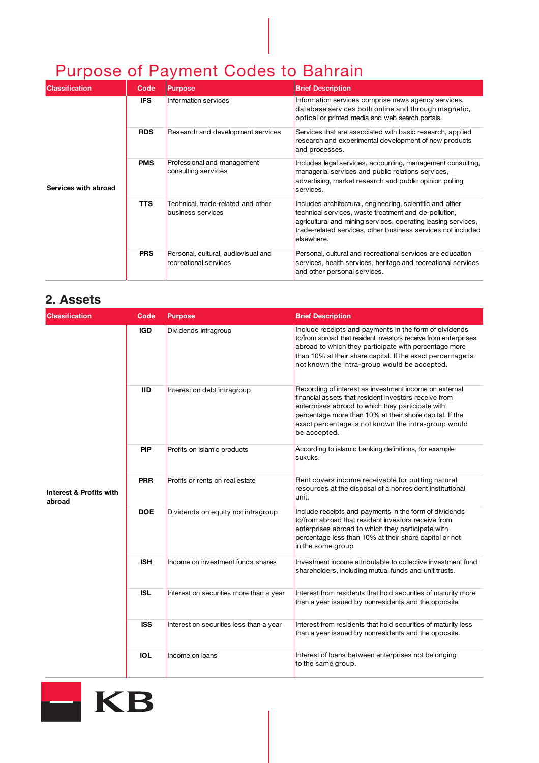# Purpose of Payment Codes to Bahrain

| Classification | Code | Purpose | Brief Description |
|---|---|---|---|
| Services with abroad | IFS | Information services | Information services comprise news agency services, database services both online and through magnetic, optical or printed media and web search portals. |
| | RDS | Research and development services | Services that are associated with basic research, applied research and experimental development of new products and processes. |
| | PMS | Professional and management consulting services | Includes legal services, accounting, management consulting, managerial services and public relations services, advertising, market research and public opinion polling services. |
| | TTS | Technical, trade-related and other business services | Includes architectural, engineering, scientific and other technical services, waste treatment and de-pollution, agricultural and mining services, operating leasing services, trade-related services, other business services not included elsewhere. |
| | PRS | Personal, cultural, audiovisual and recreational services | Personal, cultural and recreational services are education services, health services, heritage and recreational services and other personal services. |

## 2. Assets

| Classification | Code | Purpose | Brief Description |
|---|---|---|---|
| Interest & Profits with abroad | IGD | Dividends intragroup | Include receipts and payments in the form of dividends to/from abroad that resident investors receive from enterprises abroad to which they participate with percentage more than 10% at their share capital. If the exact percentage is not known the intra-group would be accepted. |
| | IID | Interest on debt intragroup | Recording of interest as investment income on external financial assets that resident investors receive from enterprises abrood to which they participate with percentage more than 10% at their shore capital. If the exact percentage is not known the intra-group would be accepted. |
| | PIP | Profits on islamic products | According to islamic banking definitions, for example sukuks. |
| | PRR | Profits or rents on real estate | Rent covers income receivable for putting natural resources at the disposal of a nonresident institutional unit. |
| | DOE | Dividends on equity not intragroup | Include receipts and payments in the form of dividends to/from abroad that resident investors receive from enterprises abroad to which they participate with percentage less than 10% at their shore capitol or not in the some group |
| | ISH | Income on investment funds shares | Investment income attributable to collective investment fund shareholders, including mutual funds and unit trusts. |
| | ISL | Interest on securities more than a year | Interest from residents that hold securities of maturity more than a year issued by nonresidents and the opposite |
| | ISS | Interest on securities less than a year | Interest from residents that hold securities of maturity less than a year issued by nonresidents and the opposite. |
| | IOL | Income on loans | Interest of loans between enterprises not belonging to the same group. |

KB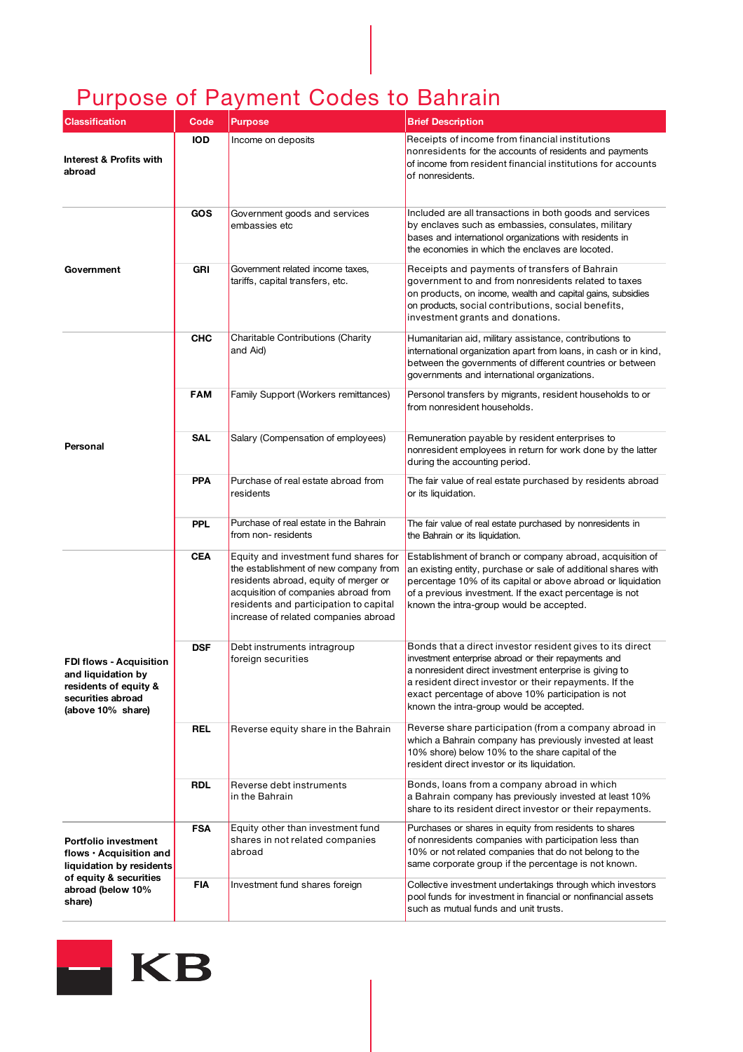# Purpose of Payment Codes to Bahrain

| Classification | Code | Purpose | Brief Description |
|---|---|---|---|
| **Interest & Profits with abroad** | **IOD** | Income on deposits | Receipts of income from financial institutions nonresidents for the accounts of residents and payments of income from resident financial institutions for accounts of nonresidents. |
| **Government** | **GOS** | Government goods and services embassies etc | Included are all transactions in both goods and services by enclaves such as embassies, consulates, military bases and internationol organizations with residents in the economies in which the enclaves are locoted. |
| | **GRI** | Government related income taxes, tariffs, capital transfers, etc. | Receipts and payments of transfers of Bahrain government to and from nonresidents related to taxes on products, on income, wealth and capital gains, subsidies on products, social contributions, social benefits, investment grants and donations. |
| **Personal** | **CHC** | Charitable Contributions (Charity and Aid) | Humanitarian aid, military assistance, contributions to international organization apart from loans, in cash or in kind, between the governments of different countries or between governments and international organizations. |
| | **FAM** | Family Support (Workers remittances) | Personol transfers by migrants, resident households to or from nonresident households. |
| | **SAL** | Salary (Compensation of employees) | Remuneration payable by resident enterprises to nonresident employees in return for work done by the latter during the accounting period. |
| | **PPA** | Purchase of real estate abroad from residents | The fair value of real estate purchased by residents abroad or its liquidation. |
| | **PPL** | Purchase of real estate in the Bahrain from non- residents | The fair value of real estate purchased by nonresidents in the Bahrain or its liquidation. |
| **FDI flows - Acquisition and liquidation by residents of equity & securities abroad (above 10% share)** | **CEA** | Equity and investment fund shares for the establishment of new company from residents abroad, equity of merger or acquisition of companies abroad from residents and participation to capital increase of related companies abroad | Establishment of branch or company abroad, acquisition of an existing entity, purchase or sale of additional shares with percentage 10% of its capital or above abroad or liquidation of a previous investment. If the exact percentage is not known the intra-group would be accepted. |
| | **DSF** | Debt instruments intragroup foreign securities | Bonds that a direct investor resident gives to its direct investment enterprise abroad or their repayments and a nonresident direct investment enterprise is giving to a resident direct investor or their repayments. If the exact percentage of above 10% participation is not known the intra-group would be accepted. |
| | **REL** | Reverse equity share in the Bahrain | Reverse share participation (from a company abroad in which a Bahrain company has previously invested at least 10% shore) below 10% to the share capital of the resident direct investor or its liquidation. |
| | **RDL** | Reverse debt instruments in the Bahrain | Bonds, loans from a company abroad in which a Bahrain company has previously invested at least 10% share to its resident direct investor or their repayments. |
| **Portfolio investment flows · Acquisition and liquidation by residents of equity & securities abroad (below 10% share)** | **FSA** | Equity other than investment fund shares in not related companies abroad | Purchases or shares in equity from residents to shares of nonresidents companies with participation less than 10% or not related companies that do not belong to the same corporate group if the percentage is not known. |
| | **FIA** | Investment fund shares foreign | Collective investment undertakings through which investors pool funds for investment in financial or nonfinancial assets such as mutual funds and unit trusts. |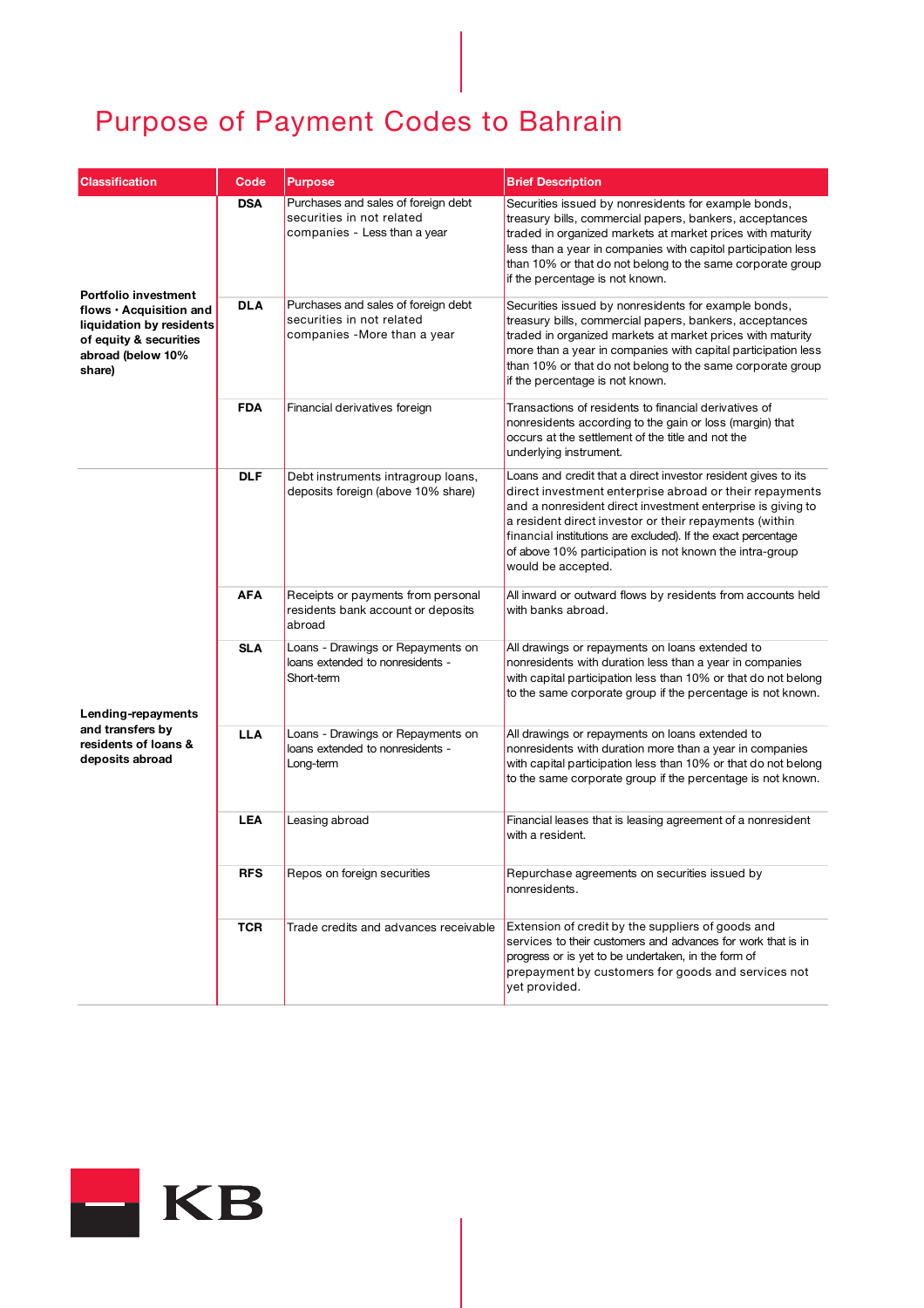# Purpose of Payment Codes to Bahrain

| Classification | Code | Purpose | Brief Description |
|---|---|---|---|
| Portfolio investment flows - Acquisition and liquidation by residents of equity & securities abroad (below 10% share) | DSA | Purchases and sales of foreign debt securities in not related companies - Less than a year | Securities issued by nonresidents for example bonds, treasury bills, commercial papers, bankers, acceptances traded in organized markets at market prices with maturity less than a year in companies with capitol participation less than 10% or that do not belong to the same corporate group if the percentage is not known. |
| | DLA | Purchases and sales of foreign debt securities in not related companies -More than a year | Securities issued by nonresidents for example bonds, treasury bills, commercial papers, bankers, acceptances traded in organized markets at market prices with maturity more than a year in companies with capital participation less than 10% or that do not belong to the same corporate group if the percentage is not known. |
| | FDA | Financial derivatives foreign | Transactions of residents to financial derivatives of nonresidents according to the gain or loss (margin) that occurs at the settlement of the title and not the underlying instrument. |
| Lending-repayments and transfers by residents of loans & deposits abroad | DLF | Debt instruments intragroup loans, deposits foreign (above 10% share) | Loans and credit that a direct investor resident gives to its direct investment enterprise abroad or their repayments and a nonresident direct investment enterprise is giving to a resident direct investor or their repayments (within financial institutions are excluded). If the exact percentage of above 10% participation is not known the intra-group would be accepted. |
| | AFA | Receipts or payments from personal residents bank account or deposits abroad | All inward or outward flows by residents from accounts held with banks abroad. |
| | SLA | Loans - Drawings or Repayments on loans extended to nonresidents - Short-term | All drawings or repayments on loans extended to nonresidents with duration less than a year in companies with capital participation less than 10% or that do not belong to the same corporate group if the percentage is not known. |
| | LLA | Loans - Drawings or Repayments on loans extended to nonresidents - Long-term | All drawings or repayments on loans extended to nonresidents with duration more than a year in companies with capital participation less than 10% or that do not belong to the same corporate group if the percentage is not known. |
| | LEA | Leasing abroad | Financial leases that is leasing agreement of a nonresident with a resident. |
| | RFS | Repos on foreign securities | Repurchase agreements on securities issued by nonresidents. |
| | TCR | Trade credits and advances receivable | Extension of credit by the suppliers of goods and services to their customers and advances for work that is in progress or is yet to be undertaken, in the form of prepayment by customers for goods and services not yet provided. |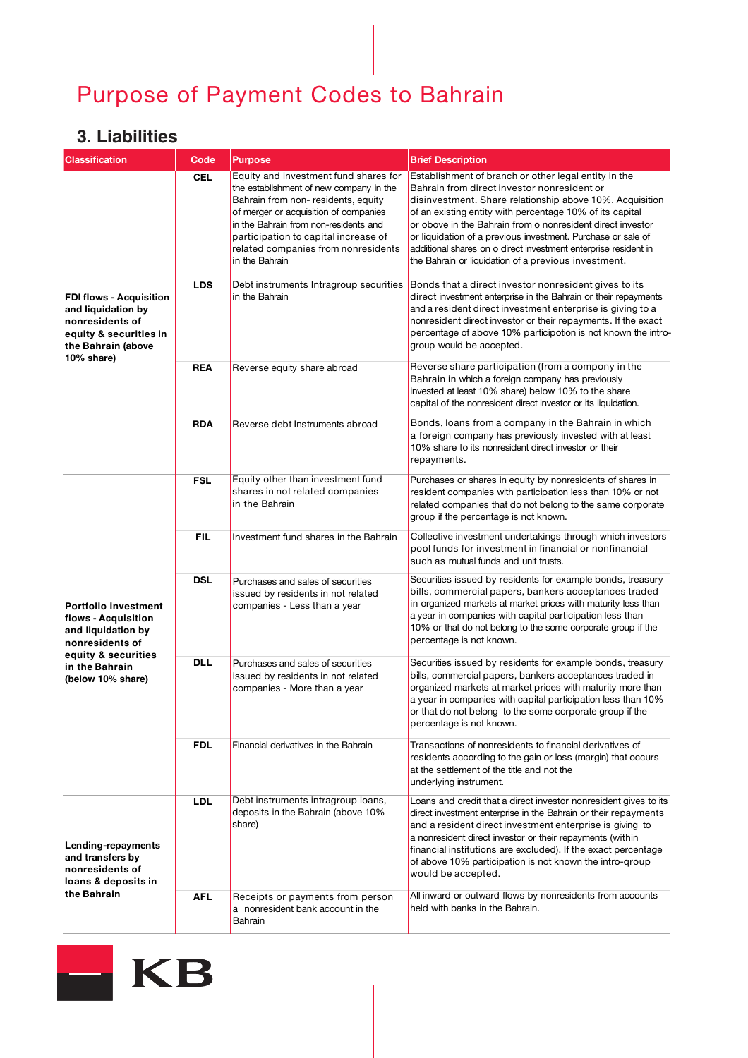# Purpose of Payment Codes to Bahrain

## 3. Liabilities

| Classification | Code | Purpose | Brief Description |
|---|---|---|---|
| **FDI flows - Acquisition and liquidation by nonresidents of equity & securities in the Bahrain (above 10% share)** | **CEL** | Equity and investment fund shares for the establishment of new company in the Bahrain from non- residents, equity of merger or acquisition of companies in the Bahrain from non-residents and participation to capital increase of related companies from nonresidents in the Bahrain | Establishment of branch or other legal entity in the Bahrain from direct investor nonresident or disinvestment. Share relationship above 10%. Acquisition of an existing entity with percentage 10% of its capital or obove in the Bahrain from o nonresident direct investor or liquidation of a previous investment. Purchase or sale of additional shares on o direct investment enterprise resident in the Bahrain or liquidation of a previous investment. |
| | **LDS** | Debt instruments Intragroup securities in the Bahrain | Bonds that a direct investor nonresident gives to its direct investment enterprise in the Bahrain or their repayments and a resident direct investment enterprise is giving to a nonresident direct investor or their repayments. If the exact percentage of above 10% participotion is not known the intro-group would be accepted. |
| | **REA** | Reverse equity share abroad | Reverse share participation (from a compony in the Bahrain in which a foreign company has previously invested at least 10% share) below 10% to the share capital of the nonresident direct investor or its liquidation. |
| | **RDA** | Reverse debt Instruments abroad | Bonds, loans from a company in the Bahrain in which a foreign company has previously invested with at least 10% share to its nonresident direct investor or their repayments. |
| **Portfolio investment flows - Acquisition and liquidation by nonresidents of equity & securities in the Bahrain (below 10% share)** | **FSL** | Equity other than investment fund shares in not related companies in the Bahrain | Purchases or shares in equity by nonresidents of shares in resident companies with participation less than 10% or not related companies that do not belong to the same corporate group if the percentage is not known. |
| | **FIL** | Investment fund shares in the Bahrain | Collective investment undertakings through which investors pool funds for investment in financial or nonfinancial such as mutual funds and unit trusts. |
| | **DSL** | Purchases and sales of securities issued by residents in not related companies - Less than a year | Securities issued by residents for example bonds, treasury bills, commercial papers, bankers acceptances traded in organized markets at market prices with maturity less than a year in companies with capital participation less than 10% or that do not belong to the some corporate group if the percentage is not known. |
| | **DLL** | Purchases and sales of securities issued by residents in not related companies - More than a year | Securities issued by residents for example bonds, treasury bills, commercial papers, bankers acceptances traded in organized markets at market prices with maturity more than a year in companies with capital participation less than 10% or that do not belong to the some corporate group if the percentage is not known. |
| | **FDL** | Financial derivatives in the Bahrain | Transactions of nonresidents to financial derivatives of residents according to the gain or loss (margin) that occurs at the settlement of the title and not the underlying instrument. |
| **Lending-repayments and transfers by nonresidents of loans & deposits in the Bahrain** | **LDL** | Debt instruments intragroup loans, deposits in the Bahrain (above 10% share) | Loans and credit that a direct investor nonresident gives to its direct investment enterprise in the Bahrain or their repayments and a resident direct investment enterprise is giving to a nonresident direct investor or their repayments (within financial institutions are excluded). If the exact percentage of above 10% participation is not known the intro-qroup would be accepted. |
| | **AFL** | Receipts or payments from person a nonresident bank account in the Bahrain | All inward or outward flows by nonresidents from accounts held with banks in the Bahrain. |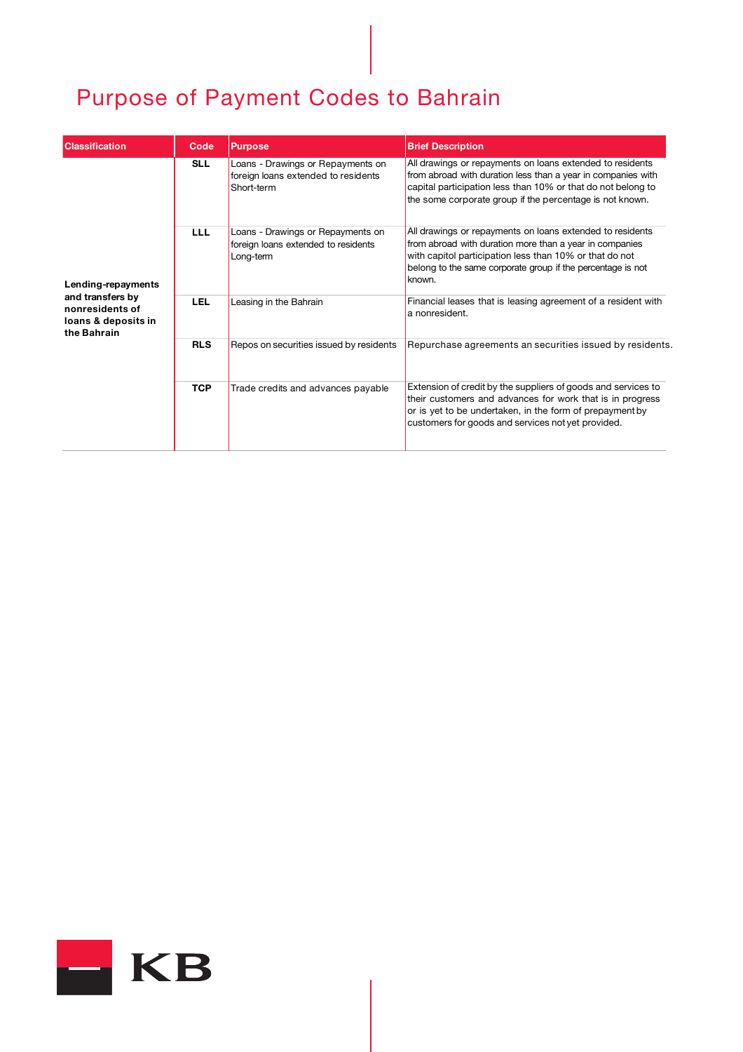# Purpose of Payment Codes to Bahrain

| Classification | Code | Purpose | Brief Description |
|---|---|---|---|
| **Lending-repayments and transfers by nonresidents of loans & deposits in the Bahrain** | **SLL** | Loans - Drawings or Repayments on foreign loans extended to residents Short-term | All drawings or repayments on loans extended to residents from abroad with duration less than a year in companies with capital participation less than 10% or that do not belong to the some corporate group if the percentage is not known. |
| | **LLL** | Loans - Drawings or Repayments on foreign loans extended to residents Long-term | All drawings or repayments on loans extended to residents from abroad with duration more than a year in companies with capitol participation less than 10% or that do not belong to the same corporate group if the percentage is not known. |
| | **LEL** | Leasing in the Bahrain | Financial leases that is leasing agreement of a resident with a nonresident. |
| | **RLS** | Repos on securities issued by residents | Repurchase agreements an securities issued by residents. |
| | **TCP** | Trade credits and advances payable | Extension of credit by the suppliers of goods and services to their customers and advances for work that is in progress or is yet to be undertaken, in the form of prepayment by customers for goods and services not yet provided. |